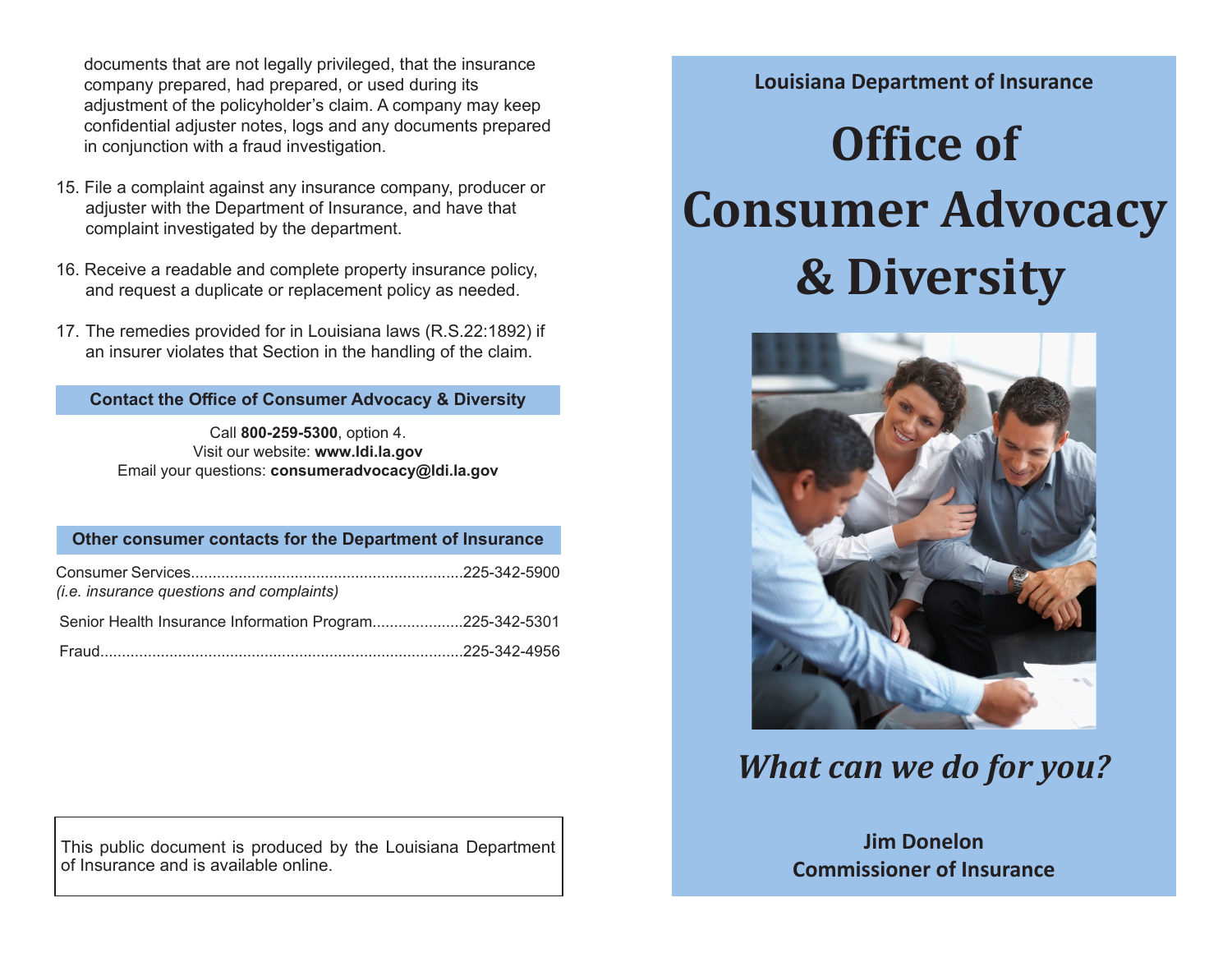documents that are not legally privileged, that the insurance company prepared, had prepared, or used during its adjustment of the policyholder's claim. A company may keep confidential adjuster notes, logs and any documents prepared in conjunction with a fraud investigation.

15. File a complaint against any insurance company, producer or adjuster with the Department of Insurance, and have that complaint investigated by the department.
16. Receive a readable and complete property insurance policy, and request a duplicate or replacement policy as needed.
17. The remedies provided for in Louisiana laws (R.S.22:1892) if an insurer violates that Section in the handling of the claim.

## Contact the Office of Consumer Advocacy & Diversity

Call **800-259-5300**, option 4.
Visit our website: **www.ldi.la.gov**
Email your questions: **consumeradvocacy@ldi.la.gov**

## Other consumer contacts for the Department of Insurance

Consumer Services..............................................................225-342-5900
*(i.e. insurance questions and complaints)*

Senior Health Insurance Information Program.....................225-342-5301

Fraud...................................................................................225-342-4956

This public document is produced by the Louisiana Department of Insurance and is available online.

**Louisiana Department of Insurance**

# Office of Consumer Advocacy & Diversity

***What can we do for you?***

**Jim Donelon**
**Commissioner of Insurance**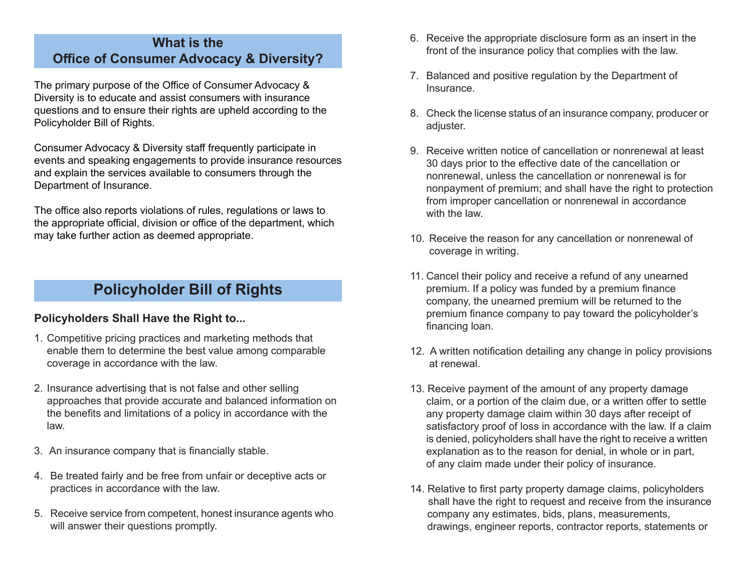## What is the Office of Consumer Advocacy & Diversity?

The primary purpose of the Office of Consumer Advocacy & Diversity is to educate and assist consumers with insurance questions and to ensure their rights are upheld according to the Policyholder Bill of Rights.

Consumer Advocacy & Diversity staff frequently participate in events and speaking engagements to provide insurance resources and explain the services available to consumers through the Department of Insurance.

The office also reports violations of rules, regulations or laws to the appropriate official, division or office of the department, which may take further action as deemed appropriate.

## Policyholder Bill of Rights

**Policyholders Shall Have the Right to...**

1. Competitive pricing practices and marketing methods that enable them to determine the best value among comparable coverage in accordance with the law.

2. Insurance advertising that is not false and other selling approaches that provide accurate and balanced information on the benefits and limitations of a policy in accordance with the law.

3. An insurance company that is financially stable.

4. Be treated fairly and be free from unfair or deceptive acts or practices in accordance with the law.

5. Receive service from competent, honest insurance agents who will answer their questions promptly.

6. Receive the appropriate disclosure form as an insert in the front of the insurance policy that complies with the law.

7. Balanced and positive regulation by the Department of Insurance.

8. Check the license status of an insurance company, producer or adjuster.

9. Receive written notice of cancellation or nonrenewal at least 30 days prior to the effective date of the cancellation or nonrenewal, unless the cancellation or nonrenewal is for nonpayment of premium; and shall have the right to protection from improper cancellation or nonrenewal in accordance with the law.

10. Receive the reason for any cancellation or nonrenewal of coverage in writing.

11. Cancel their policy and receive a refund of any unearned premium. If a policy was funded by a premium finance company, the unearned premium will be returned to the premium finance company to pay toward the policyholder's financing loan.

12. A written notification detailing any change in policy provisions at renewal.

13. Receive payment of the amount of any property damage claim, or a portion of the claim due, or a written offer to settle any property damage claim within 30 days after receipt of satisfactory proof of loss in accordance with the law. If a claim is denied, policyholders shall have the right to receive a written explanation as to the reason for denial, in whole or in part, of any claim made under their policy of insurance.

14. Relative to first party property damage claims, policyholders shall have the right to request and receive from the insurance company any estimates, bids, plans, measurements, drawings, engineer reports, contractor reports, statements or